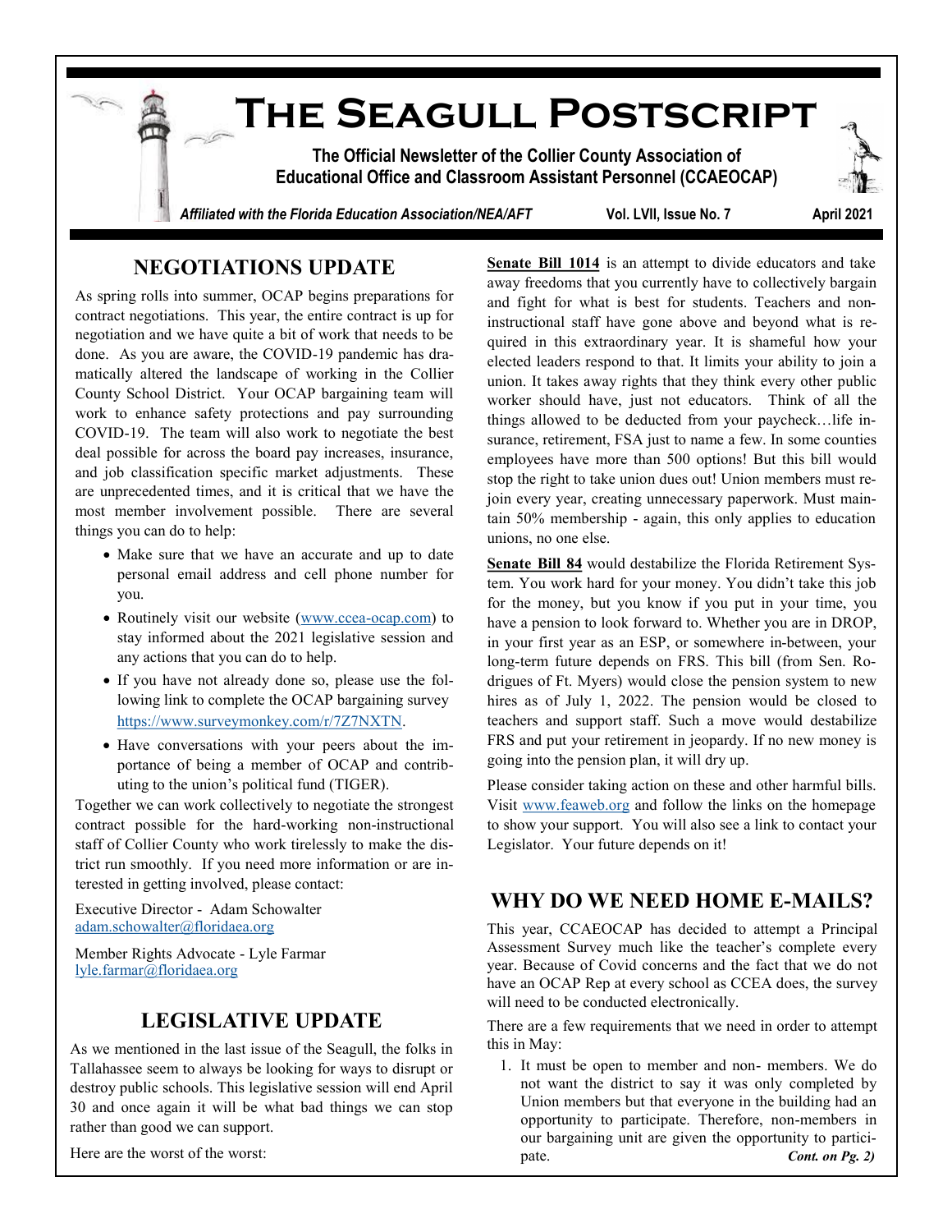# The Seagull Postscript

**The Official Newsletter of the Collier County Association of Educational Office and Classroom Assistant Personnel (CCAEOCAP)**

*Affiliated with the Florida Education Association/NEA/AFT* Vol. LVII, Issue No. 7 April 2021

## NEGOTIATIONS UPDATE

As spring rolls into summer, OCAP begins preparations for contract negotiations. This year, the entire contract is up for negotiation and we have quite a bit of work that needs to be done. As you are aware, the COVID-19 pandemic has dramatically altered the landscape of working in the Collier County School District. Your OCAP bargaining team will work to enhance safety protections and pay surrounding COVID-19. The team will also work to negotiate the best deal possible for across the board pay increases, insurance, and job classification specific market adjustments. These are unprecedented times, and it is critical that we have the most member involvement possible. There are several things you can do to help:

- Make sure that we have an accurate and up to date personal email address and cell phone number for you.
- Routinely visit our website (www.ccea-ocap.com) to stay informed about the 2021 legislative session and any actions that you can do to help.
- If you have not already done so, please use the following link to complete the OCAP bargaining survey https://www.surveymonkey.com/r/7Z7NXTN.
- Have conversations with your peers about the importance of being a member of OCAP and contributing to the union's political fund (TIGER).

Together we can work collectively to negotiate the strongest contract possible for the hard-working non-instructional staff of Collier County who work tirelessly to make the district run smoothly. If you need more information or are interested in getting involved, please contact:

Executive Director - Adam Schowalter
adam.schowalter@floridaea.org

Member Rights Advocate - Lyle Farmar
lyle.farmar@floridaea.org

## LEGISLATIVE UPDATE

As we mentioned in the last issue of the Seagull, the folks in Tallahassee seem to always be looking for ways to disrupt or destroy public schools. This legislative session will end April 30 and once again it will be what bad things we can stop rather than good we can support.

Here are the worst of the worst:

**Senate Bill 1014** is an attempt to divide educators and take away freedoms that you currently have to collectively bargain and fight for what is best for students. Teachers and non-instructional staff have gone above and beyond what is required in this extraordinary year. It is shameful how your elected leaders respond to that. It limits your ability to join a union. It takes away rights that they think every other public worker should have, just not educators. Think of all the things allowed to be deducted from your paycheck…life insurance, retirement, FSA just to name a few. In some counties employees have more than 500 options! But this bill would stop the right to take union dues out! Union members must rejoin every year, creating unnecessary paperwork. Must maintain 50% membership - again, this only applies to education unions, no one else.

**Senate Bill 84** would destabilize the Florida Retirement System. You work hard for your money. You didn't take this job for the money, but you know if you put in your time, you have a pension to look forward to. Whether you are in DROP, in your first year as an ESP, or somewhere in-between, your long-term future depends on FRS. This bill (from Sen. Rodrigues of Ft. Myers) would close the pension system to new hires as of July 1, 2022. The pension would be closed to teachers and support staff. Such a move would destabilize FRS and put your retirement in jeopardy. If no new money is going into the pension plan, it will dry up.

Please consider taking action on these and other harmful bills. Visit www.feaweb.org and follow the links on the homepage to show your support. You will also see a link to contact your Legislator. Your future depends on it!

## WHY DO WE NEED HOME E-MAILS?

This year, CCAEOCAP has decided to attempt a Principal Assessment Survey much like the teacher's complete every year. Because of Covid concerns and the fact that we do not have an OCAP Rep at every school as CCEA does, the survey will need to be conducted electronically.

There are a few requirements that we need in order to attempt this in May:

1. It must be open to member and non- members. We do not want the district to say it was only completed by Union members but that everyone in the building had an opportunity to participate. Therefore, non-members in our bargaining unit are given the opportunity to participate. ***Cont. on Pg. 2)***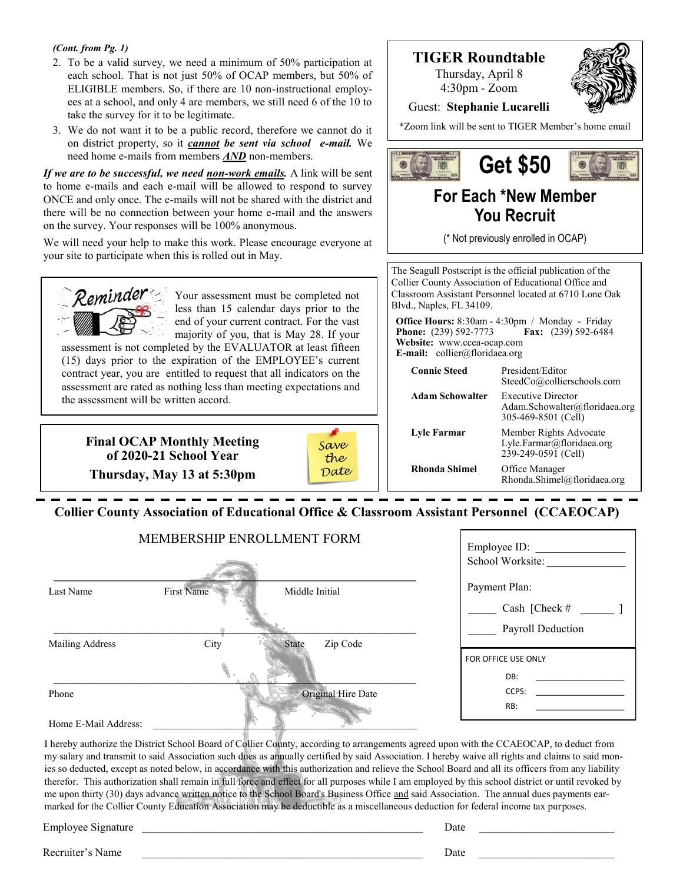*(Cont. from Pg. 1)*

2. To be a valid survey, we need a minimum of 50% participation at each school. That is not just 50% of OCAP members, but 50% of ELIGIBLE members. So, if there are 10 non-instructional employees at a school, and only 4 are members, we still need 6 of the 10 to take the survey for it to be legitimate.
3. We do not want it to be a public record, therefore we cannot do it on district property, so it ***cannot*** **be sent via school e-mail.** We need home e-mails from members ***AND*** non-members.

***If we are to be successful, we need non-work emails.*** A link will be sent to home e-mails and each e-mail will be allowed to respond to survey ONCE and only once. The e-mails will not be shared with the district and there will be no connection between your home e-mail and the answers on the survey. Your responses will be 100% anonymous.

We will need your help to make this work. Please encourage everyone at your site to participate when this is rolled out in May.

**Reminder**

Your assessment must be completed not less than 15 calendar days prior to the end of your current contract. For the vast majority of you, that is May 28. If your assessment is not completed by the EVALUATOR at least fifteen (15) days prior to the expiration of the EMPLOYEE's current contract year, you are entitled to request that all indicators on the assessment are rated as nothing less than meeting expectations and the assessment will be written accord.

**Final OCAP Monthly Meeting of 2020-21 School Year**

**Thursday, May 13 at 5:30pm**

Save the Date

## TIGER Roundtable

Thursday, April 8
4:30pm - Zoom

Guest: **Stephanie Lucarelli**

*Zoom link will be sent to TIGER Member's home email

## Get $50

## For Each *New Member You Recruit

(* Not previously enrolled in OCAP)

The Seagull Postscript is the official publication of the Collier County Association of Educational Office and Classroom Assistant Personnel located at 6710 Lone Oak Blvd., Naples, FL 34109.

**Office Hours:** 8:30am - 4:30pm / Monday - Friday
**Phone:** (239) 592-7773 **Fax:** (239) 592-6484
**Website:** www.ccea-ocap.com
**E-mail:** collier@floridaea.org

| | |
|---|---|
| **Connie Steed** | President/Editor<br>SteedCo@collierschools.com |
| **Adam Schowalter** | Executive Director<br>Adam.Schowalter@floridaea.org<br>305-469-8501 (Cell) |
| **Lyle Farmar** | Member Rights Advocate<br>Lyle.Farmar@floridaea.org<br>239-249-0591 (Cell) |
| **Rhonda Shimel** | Office Manager<br>Rhonda.Shimel@floridaea.org |

---

## Collier County Association of Educational Office & Classroom Assistant Personnel (CCAEOCAP)

### MEMBERSHIP ENROLLMENT FORM

______________________________________________
Last Name First Name Middle Initial

______________________________________________
Mailing Address City State Zip Code

______________________________________________
Phone Original Hire Date

Home E-Mail Address: ______________________________

Employee ID: _______________
School Worksite: _______________

Payment Plan:

_____ Cash [Check # ______ ]

_____ Payroll Deduction

FOR OFFICE USE ONLY

DB: _______________
CCPS: _______________
RB: _______________

I hereby authorize the District School Board of Collier County, according to arrangements agreed upon with the CCAEOCAP, to deduct from my salary and transmit to said Association such dues as annually certified by said Association. I hereby waive all rights and claims to said monies so deducted, except as noted below, in accordance with this authorization and relieve the School Board and all its officers from any liability therefor. This authorization shall remain in full force and effect for all purposes while I am employed by this school district or until revoked by me upon thirty (30) days advance written notice to the School Board's Business Office and said Association. The annual dues payments earmarked for the Collier County Education Association may be deductible as a miscellaneous deduction for federal income tax purposes.

Employee Signature ______________________________ Date ______________

Recruiter's Name ______________________________ Date ______________